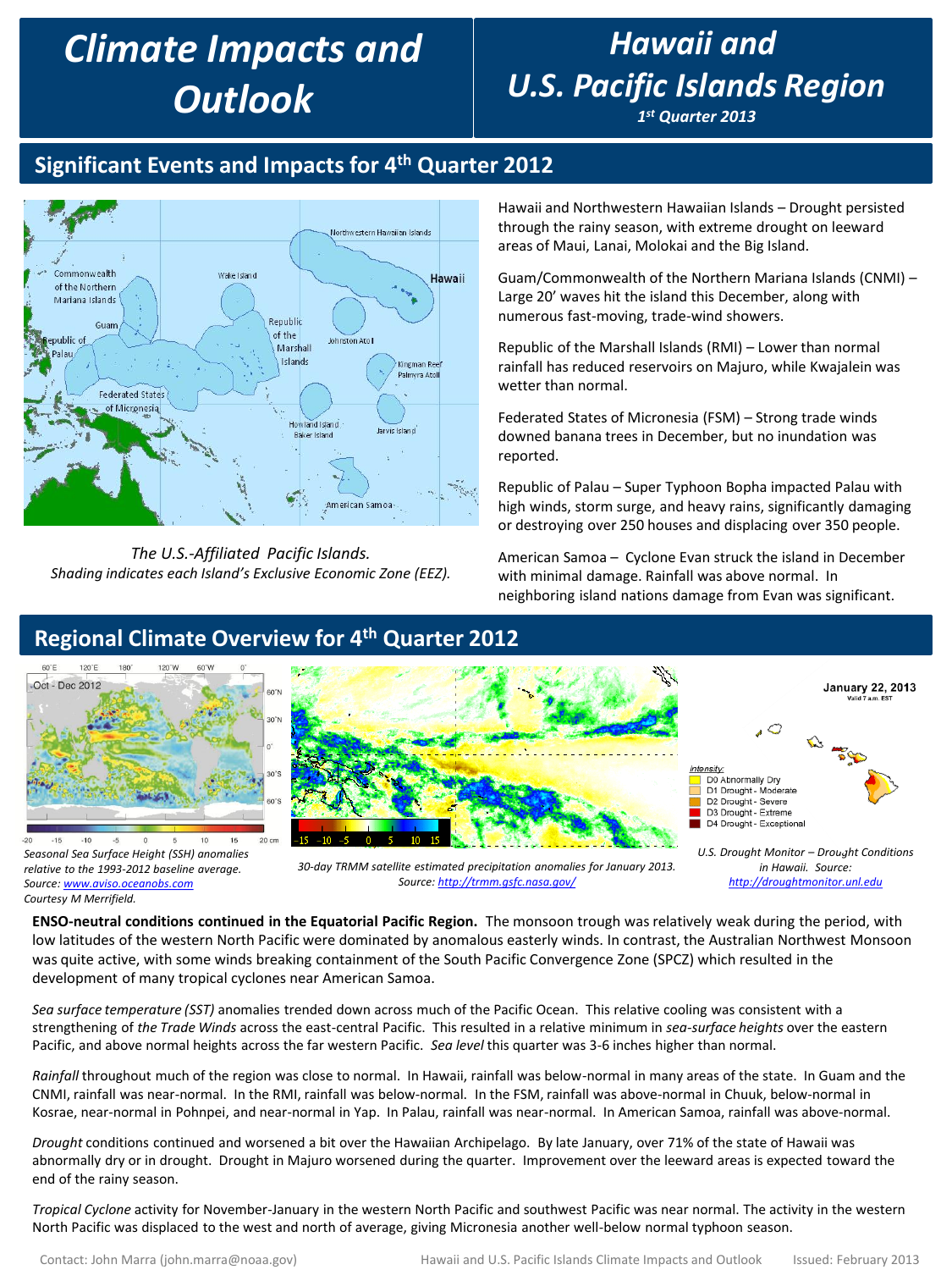# Climate Impacts and Outlook

# Hawaii and U.S. Pacific Islands Region

*1st Quarter 2013*

## Significant Events and Impacts for 4th Quarter 2012

*The U.S.-Affiliated Pacific Islands. Shading indicates each Island's Exclusive Economic Zone (EEZ).*

Hawaii and Northwestern Hawaiian Islands – Drought persisted through the rainy season, with extreme drought on leeward areas of Maui, Lanai, Molokai and the Big Island.

Guam/Commonwealth of the Northern Mariana Islands (CNMI) – Large 20' waves hit the island this December, along with numerous fast-moving, trade-wind showers.

Republic of the Marshall Islands (RMI) – Lower than normal rainfall has reduced reservoirs on Majuro, while Kwajalein was wetter than normal.

Federated States of Micronesia (FSM) – Strong trade winds downed banana trees in December, but no inundation was reported.

Republic of Palau – Super Typhoon Bopha impacted Palau with high winds, storm surge, and heavy rains, significantly damaging or destroying over 250 houses and displacing over 350 people.

American Samoa – Cyclone Evan struck the island in December with minimal damage. Rainfall was above normal. In neighboring island nations damage from Evan was significant.

## Regional Climate Overview for 4th Quarter 2012

*Seasonal Sea Surface Height (SSH) anomalies relative to the 1993-2012 baseline average. Source: www.aviso.oceanobs.com*
*Courtesy M Merrifield.*

*30-day TRMM satellite estimated precipitation anomalies for January 2013. Source: http://trmm.gsfc.nasa.gov/*

*U.S. Drought Monitor – Drought Conditions in Hawaii. Source: http://droughtmonitor.unl.edu*

**ENSO-neutral conditions continued in the Equatorial Pacific Region.** The monsoon trough was relatively weak during the period, with low latitudes of the western North Pacific were dominated by anomalous easterly winds. In contrast, the Australian Northwest Monsoon was quite active, with some winds breaking containment of the South Pacific Convergence Zone (SPCZ) which resulted in the development of many tropical cyclones near American Samoa.

*Sea surface temperature (SST)* anomalies trended down across much of the Pacific Ocean. This relative cooling was consistent with a strengthening of *the Trade Winds* across the east-central Pacific. This resulted in a relative minimum in *sea-surface heights* over the eastern Pacific, and above normal heights across the far western Pacific. *Sea level* this quarter was 3-6 inches higher than normal.

*Rainfall* throughout much of the region was close to normal. In Hawaii, rainfall was below-normal in many areas of the state. In Guam and the CNMI, rainfall was near-normal. In the RMI, rainfall was below-normal. In the FSM, rainfall was above-normal in Chuuk, below-normal in Kosrae, near-normal in Pohnpei, and near-normal in Yap. In Palau, rainfall was near-normal. In American Samoa, rainfall was above-normal.

*Drought* conditions continued and worsened a bit over the Hawaiian Archipelago. By late January, over 71% of the state of Hawaii was abnormally dry or in drought. Drought in Majuro worsened during the quarter. Improvement over the leeward areas is expected toward the end of the rainy season.

*Tropical Cyclone* activity for November-January in the western North Pacific and southwest Pacific was near normal. The activity in the western North Pacific was displaced to the west and north of average, giving Micronesia another well-below normal typhoon season.

Contact: John Marra (john.marra@noaa.gov) Issued: February 2013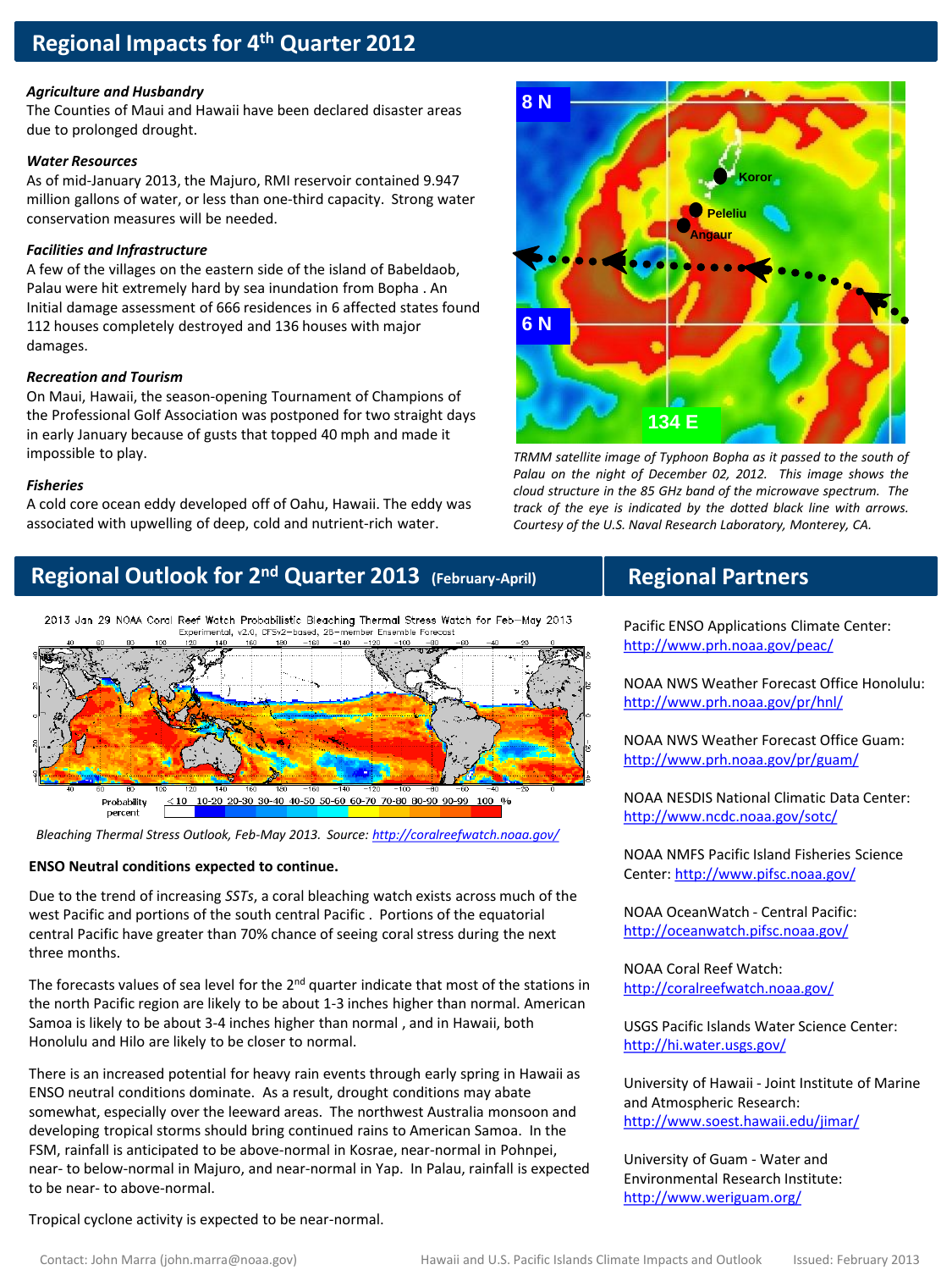## Regional Impacts for 4th Quarter 2012

***Agriculture and Husbandry***

The Counties of Maui and Hawaii have been declared disaster areas due to prolonged drought.

***Water Resources***

As of mid-January 2013, the Majuro, RMI reservoir contained 9.947 million gallons of water, or less than one-third capacity. Strong water conservation measures will be needed.

***Facilities and Infrastructure***

A few of the villages on the eastern side of the island of Babeldaob, Palau were hit extremely hard by sea inundation from Bopha . An Initial damage assessment of 666 residences in 6 affected states found 112 houses completely destroyed and 136 houses with major damages.

***Recreation and Tourism***

On Maui, Hawaii, the season-opening Tournament of Champions of the Professional Golf Association was postponed for two straight days in early January because of gusts that topped 40 mph and made it impossible to play.

***Fisheries***

A cold core ocean eddy developed off of Oahu, Hawaii. The eddy was associated with upwelling of deep, cold and nutrient-rich water.

8 N
6 N
134 E
Koror
Peleliu
Angaur

*TRMM satellite image of Typhoon Bopha as it passed to the south of Palau on the night of December 02, 2012. This image shows the cloud structure in the 85 GHz band of the microwave spectrum. The track of the eye is indicated by the dotted black line with arrows. Courtesy of the U.S. Naval Research Laboratory, Monterey, CA.*

## Regional Outlook for 2nd Quarter 2013 (February-April)

2013 Jan 29 NOAA Coral Reef Watch Probabilistic Bleaching Thermal Stress Watch for Feb–May 2013
Experimental, v2.0, CFSv2–based, 28–member Ensemble Forecast
Probability percent
<10 10-20 20-30 30-40 40-50 50-60 60-70 70-80 80-90 90-99 100 %

*Bleaching Thermal Stress Outlook, Feb-May 2013. Source: http://coralreefwatch.noaa.gov/*

**ENSO Neutral conditions expected to continue.**

Due to the trend of increasing *SSTs*, a coral bleaching watch exists across much of the west Pacific and portions of the south central Pacific . Portions of the equatorial central Pacific have greater than 70% chance of seeing coral stress during the next three months.

The forecasts values of sea level for the 2nd quarter indicate that most of the stations in the north Pacific region are likely to be about 1-3 inches higher than normal. American Samoa is likely to be about 3-4 inches higher than normal , and in Hawaii, both Honolulu and Hilo are likely to be closer to normal.

There is an increased potential for heavy rain events through early spring in Hawaii as ENSO neutral conditions dominate. As a result, drought conditions may abate somewhat, especially over the leeward areas. The northwest Australia monsoon and developing tropical storms should bring continued rains to American Samoa. In the FSM, rainfall is anticipated to be above-normal in Kosrae, near-normal in Pohnpei, near- to below-normal in Majuro, and near-normal in Yap. In Palau, rainfall is expected to be near- to above-normal.

Tropical cyclone activity is expected to be near-normal.

## Regional Partners

Pacific ENSO Applications Climate Center: http://www.prh.noaa.gov/peac/

NOAA NWS Weather Forecast Office Honolulu: http://www.prh.noaa.gov/pr/hnl/

NOAA NWS Weather Forecast Office Guam: http://www.prh.noaa.gov/pr/guam/

NOAA NESDIS National Climatic Data Center: http://www.ncdc.noaa.gov/sotc/

NOAA NMFS Pacific Island Fisheries Science Center: http://www.pifsc.noaa.gov/

NOAA OceanWatch - Central Pacific: http://oceanwatch.pifsc.noaa.gov/

NOAA Coral Reef Watch: http://coralreefwatch.noaa.gov/

USGS Pacific Islands Water Science Center: http://hi.water.usgs.gov/

University of Hawaii - Joint Institute of Marine and Atmospheric Research: http://www.soest.hawaii.edu/jimar/

University of Guam - Water and Environmental Research Institute: http://www.weriguam.org/

Contact: John Marra (john.marra@noaa.gov)